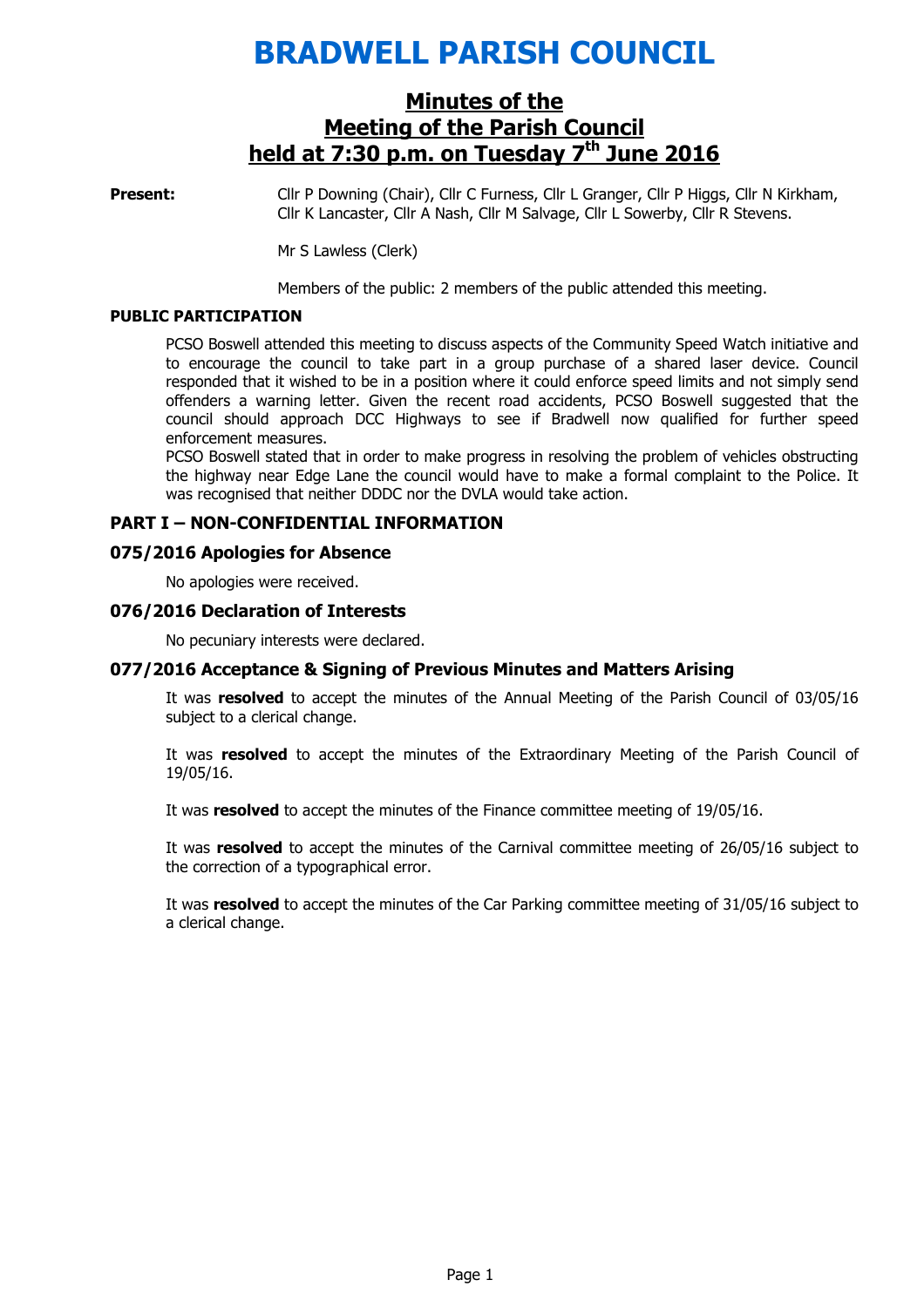# BRADWELL PARISH COUNCIL

## Minutes of the Meeting of the Parish Council held at 7:30 p.m. on Tuesday 7th June 2016

**Present:** Cllr P Downing (Chair), Cllr C Furness, Cllr L Granger, Cllr P Higgs, Cllr N Kirkham, Cllr K Lancaster, Cllr A Nash, Cllr M Salvage, Cllr L Sowerby, Cllr R Stevens.

Mr S Lawless (Clerk)

Members of the public: 2 members of the public attended this meeting.

**PUBLIC PARTICIPATION**

PCSO Boswell attended this meeting to discuss aspects of the Community Speed Watch initiative and to encourage the council to take part in a group purchase of a shared laser device. Council responded that it wished to be in a position where it could enforce speed limits and not simply send offenders a warning letter. Given the recent road accidents, PCSO Boswell suggested that the council should approach DCC Highways to see if Bradwell now qualified for further speed enforcement measures.

PCSO Boswell stated that in order to make progress in resolving the problem of vehicles obstructing the highway near Edge Lane the council would have to make a formal complaint to the Police. It was recognised that neither DDDC nor the DVLA would take action.

### PART I – NON-CONFIDENTIAL INFORMATION

### 075/2016 Apologies for Absence

No apologies were received.

### 076/2016 Declaration of Interests

No pecuniary interests were declared.

### 077/2016 Acceptance & Signing of Previous Minutes and Matters Arising

It was **resolved** to accept the minutes of the Annual Meeting of the Parish Council of 03/05/16 subject to a clerical change.

It was **resolved** to accept the minutes of the Extraordinary Meeting of the Parish Council of 19/05/16.

It was **resolved** to accept the minutes of the Finance committee meeting of 19/05/16.

It was **resolved** to accept the minutes of the Carnival committee meeting of 26/05/16 subject to the correction of a typographical error.

It was **resolved** to accept the minutes of the Car Parking committee meeting of 31/05/16 subject to a clerical change.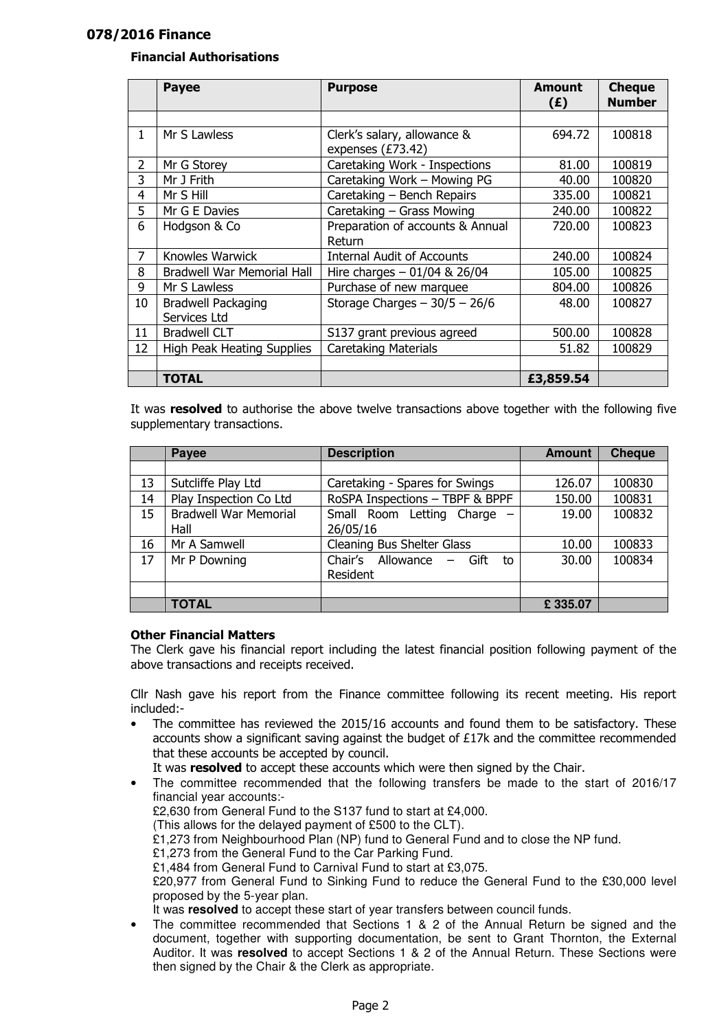## 078/2016 Finance

### Financial Authorisations

| | Payee | Purpose | Amount (£) | Cheque Number |
|---|---|---|---|---|
| | | | | |
| 1 | Mr S Lawless | Clerk's salary, allowance & expenses (£73.42) | 694.72 | 100818 |
| 2 | Mr G Storey | Caretaking Work - Inspections | 81.00 | 100819 |
| 3 | Mr J Frith | Caretaking Work – Mowing PG | 40.00 | 100820 |
| 4 | Mr S Hill | Caretaking – Bench Repairs | 335.00 | 100821 |
| 5 | Mr G E Davies | Caretaking – Grass Mowing | 240.00 | 100822 |
| 6 | Hodgson & Co | Preparation of accounts & Annual Return | 720.00 | 100823 |
| 7 | Knowles Warwick | Internal Audit of Accounts | 240.00 | 100824 |
| 8 | Bradwell War Memorial Hall | Hire charges – 01/04 & 26/04 | 105.00 | 100825 |
| 9 | Mr S Lawless | Purchase of new marquee | 804.00 | 100826 |
| 10 | Bradwell Packaging Services Ltd | Storage Charges – 30/5 – 26/6 | 48.00 | 100827 |
| 11 | Bradwell CLT | S137 grant previous agreed | 500.00 | 100828 |
| 12 | High Peak Heating Supplies | Caretaking Materials | 51.82 | 100829 |
| | | | | |
| | **TOTAL** | | **£3,859.54** | |

It was **resolved** to authorise the above twelve transactions above together with the following five supplementary transactions.

| | Payee | Description | Amount | Cheque |
|---|---|---|---|---|
| | | | | |
| 13 | Sutcliffe Play Ltd | Caretaking - Spares for Swings | 126.07 | 100830 |
| 14 | Play Inspection Co Ltd | RoSPA Inspections – TBPF & BPPF | 150.00 | 100831 |
| 15 | Bradwell War Memorial Hall | Small Room Letting Charge – 26/05/16 | 19.00 | 100832 |
| 16 | Mr A Samwell | Cleaning Bus Shelter Glass | 10.00 | 100833 |
| 17 | Mr P Downing | Chair's Allowance – Gift to Resident | 30.00 | 100834 |
| | | | | |
| | **TOTAL** | | **£ 335.07** | |

### Other Financial Matters

The Clerk gave his financial report including the latest financial position following payment of the above transactions and receipts received.

Cllr Nash gave his report from the Finance committee following its recent meeting. His report included:-

- The committee has reviewed the 2015/16 accounts and found them to be satisfactory. These accounts show a significant saving against the budget of £17k and the committee recommended that these accounts be accepted by council.
  It was **resolved** to accept these accounts which were then signed by the Chair.
- The committee recommended that the following transfers be made to the start of 2016/17 financial year accounts:-
  £2,630 from General Fund to the S137 fund to start at £4,000.
  (This allows for the delayed payment of £500 to the CLT).
  £1,273 from Neighbourhood Plan (NP) fund to General Fund and to close the NP fund.
  £1,273 from the General Fund to the Car Parking Fund.
  £1,484 from General Fund to Carnival Fund to start at £3,075.
  £20,977 from General Fund to Sinking Fund to reduce the General Fund to the £30,000 level proposed by the 5-year plan.
  It was **resolved** to accept these start of year transfers between council funds.
- The committee recommended that Sections 1 & 2 of the Annual Return be signed and the document, together with supporting documentation, be sent to Grant Thornton, the External Auditor. It was **resolved** to accept Sections 1 & 2 of the Annual Return. These Sections were then signed by the Chair & the Clerk as appropriate.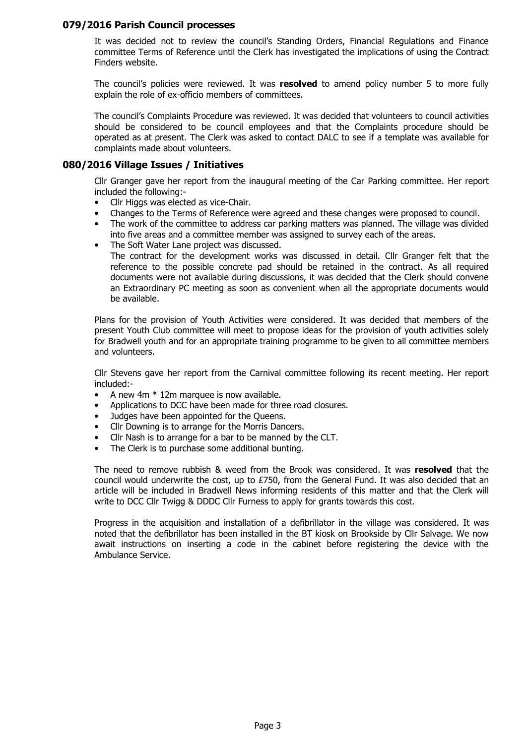## 079/2016 Parish Council processes

It was decided not to review the council's Standing Orders, Financial Regulations and Finance committee Terms of Reference until the Clerk has investigated the implications of using the Contract Finders website.

The council's policies were reviewed. It was **resolved** to amend policy number 5 to more fully explain the role of ex-officio members of committees.

The council's Complaints Procedure was reviewed. It was decided that volunteers to council activities should be considered to be council employees and that the Complaints procedure should be operated as at present. The Clerk was asked to contact DALC to see if a template was available for complaints made about volunteers.

## 080/2016 Village Issues / Initiatives

Cllr Granger gave her report from the inaugural meeting of the Car Parking committee. Her report included the following:-

- Cllr Higgs was elected as vice-Chair.
- Changes to the Terms of Reference were agreed and these changes were proposed to council.
- The work of the committee to address car parking matters was planned. The village was divided into five areas and a committee member was assigned to survey each of the areas.
- The Soft Water Lane project was discussed.
  The contract for the development works was discussed in detail. Cllr Granger felt that the reference to the possible concrete pad should be retained in the contract. As all required documents were not available during discussions, it was decided that the Clerk should convene an Extraordinary PC meeting as soon as convenient when all the appropriate documents would be available.

Plans for the provision of Youth Activities were considered. It was decided that members of the present Youth Club committee will meet to propose ideas for the provision of youth activities solely for Bradwell youth and for an appropriate training programme to be given to all committee members and volunteers.

Cllr Stevens gave her report from the Carnival committee following its recent meeting. Her report included:-

- A new 4m * 12m marquee is now available.
- Applications to DCC have been made for three road closures.
- Judges have been appointed for the Queens.
- Cllr Downing is to arrange for the Morris Dancers.
- Cllr Nash is to arrange for a bar to be manned by the CLT.
- The Clerk is to purchase some additional bunting.

The need to remove rubbish & weed from the Brook was considered. It was **resolved** that the council would underwrite the cost, up to £750, from the General Fund. It was also decided that an article will be included in Bradwell News informing residents of this matter and that the Clerk will write to DCC Cllr Twigg & DDDC Cllr Furness to apply for grants towards this cost.

Progress in the acquisition and installation of a defibrillator in the village was considered. It was noted that the defibrillator has been installed in the BT kiosk on Brookside by Cllr Salvage. We now await instructions on inserting a code in the cabinet before registering the device with the Ambulance Service.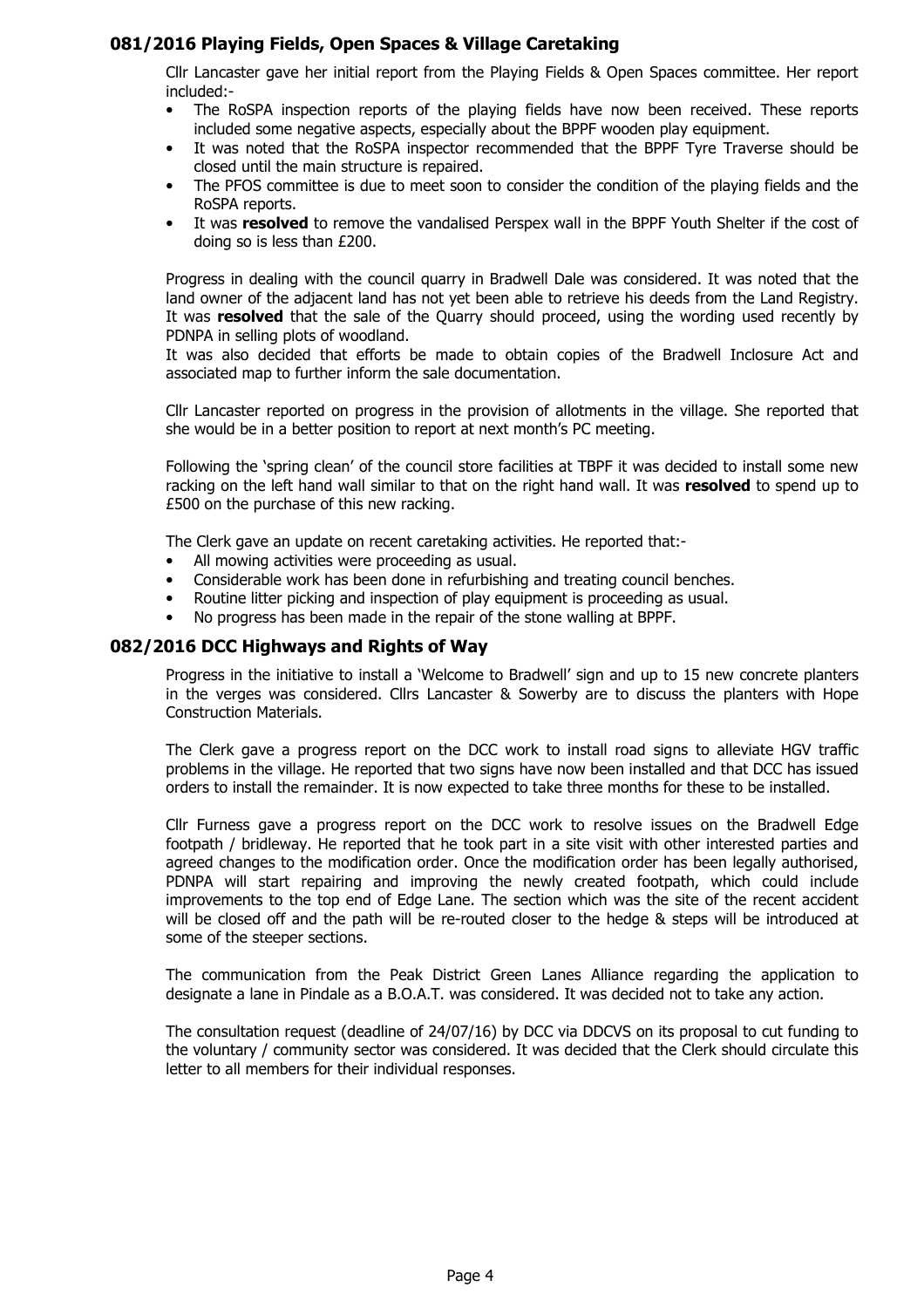## 081/2016 Playing Fields, Open Spaces & Village Caretaking

Cllr Lancaster gave her initial report from the Playing Fields & Open Spaces committee. Her report included:-

- The RoSPA inspection reports of the playing fields have now been received. These reports included some negative aspects, especially about the BPPF wooden play equipment.
- It was noted that the RoSPA inspector recommended that the BPPF Tyre Traverse should be closed until the main structure is repaired.
- The PFOS committee is due to meet soon to consider the condition of the playing fields and the RoSPA reports.
- It was **resolved** to remove the vandalised Perspex wall in the BPPF Youth Shelter if the cost of doing so is less than £200.

Progress in dealing with the council quarry in Bradwell Dale was considered. It was noted that the land owner of the adjacent land has not yet been able to retrieve his deeds from the Land Registry. It was **resolved** that the sale of the Quarry should proceed, using the wording used recently by PDNPA in selling plots of woodland.
It was also decided that efforts be made to obtain copies of the Bradwell Inclosure Act and associated map to further inform the sale documentation.

Cllr Lancaster reported on progress in the provision of allotments in the village. She reported that she would be in a better position to report at next month's PC meeting.

Following the 'spring clean' of the council store facilities at TBPF it was decided to install some new racking on the left hand wall similar to that on the right hand wall. It was **resolved** to spend up to £500 on the purchase of this new racking.

The Clerk gave an update on recent caretaking activities. He reported that:-

- All mowing activities were proceeding as usual.
- Considerable work has been done in refurbishing and treating council benches.
- Routine litter picking and inspection of play equipment is proceeding as usual.
- No progress has been made in the repair of the stone walling at BPPF.

## 082/2016 DCC Highways and Rights of Way

Progress in the initiative to install a 'Welcome to Bradwell' sign and up to 15 new concrete planters in the verges was considered. Cllrs Lancaster & Sowerby are to discuss the planters with Hope Construction Materials.

The Clerk gave a progress report on the DCC work to install road signs to alleviate HGV traffic problems in the village. He reported that two signs have now been installed and that DCC has issued orders to install the remainder. It is now expected to take three months for these to be installed.

Cllr Furness gave a progress report on the DCC work to resolve issues on the Bradwell Edge footpath / bridleway. He reported that he took part in a site visit with other interested parties and agreed changes to the modification order. Once the modification order has been legally authorised, PDNPA will start repairing and improving the newly created footpath, which could include improvements to the top end of Edge Lane. The section which was the site of the recent accident will be closed off and the path will be re-routed closer to the hedge & steps will be introduced at some of the steeper sections.

The communication from the Peak District Green Lanes Alliance regarding the application to designate a lane in Pindale as a B.O.A.T. was considered. It was decided not to take any action.

The consultation request (deadline of 24/07/16) by DCC via DDCVS on its proposal to cut funding to the voluntary / community sector was considered. It was decided that the Clerk should circulate this letter to all members for their individual responses.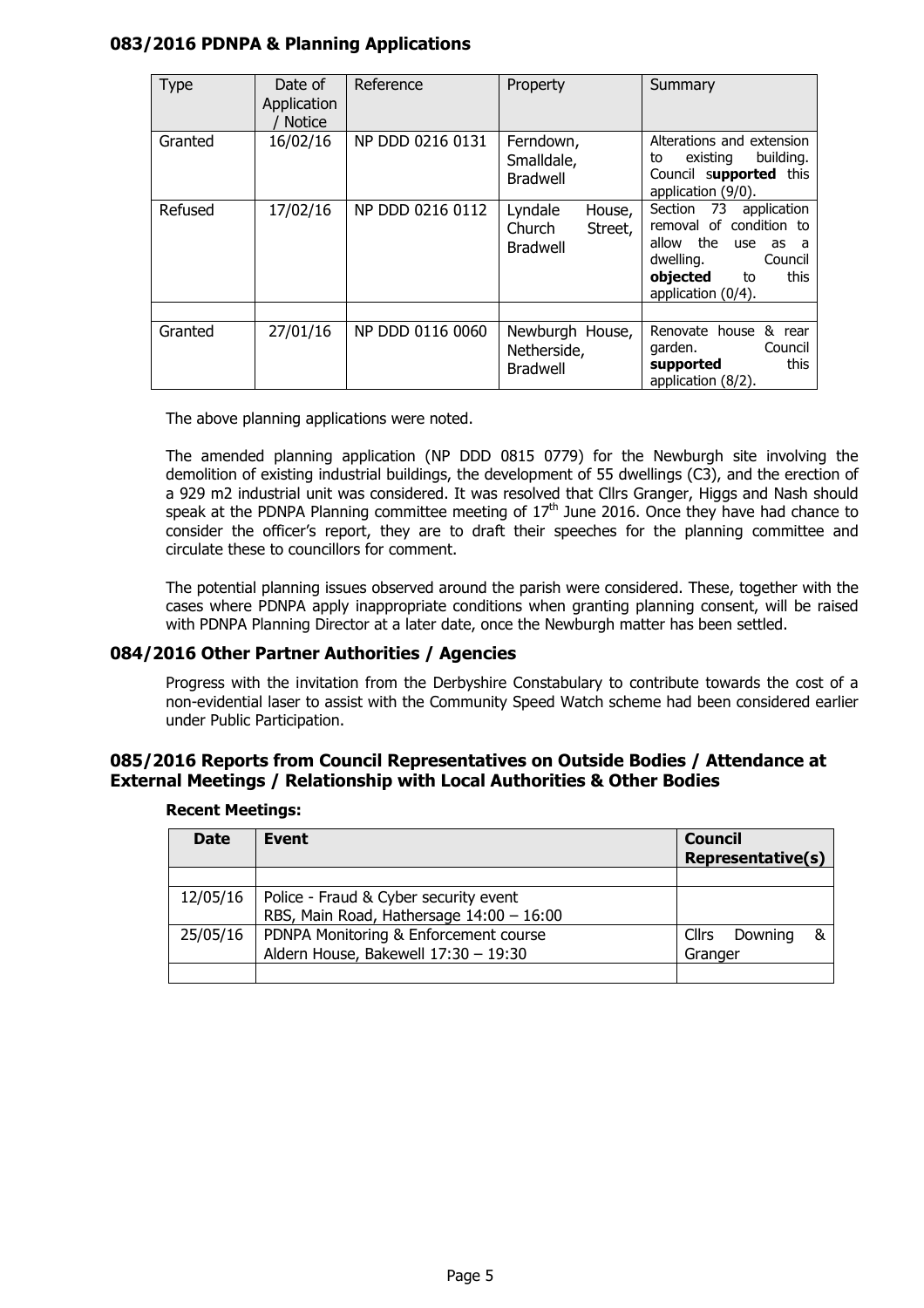## 083/2016 PDNPA & Planning Applications

| Type | Date of Application / Notice | Reference | Property | Summary |
|---|---|---|---|---|
| Granted | 16/02/16 | NP DDD 0216 0131 | Ferndown, Smalldale, Bradwell | Alterations and extension to existing building. Council s**upported** this application (9/0). |
| Refused | 17/02/16 | NP DDD 0216 0112 | Lyndale House, Church Street, Bradwell | Section 73 application removal of condition to allow the use as a dwelling. Council **objected** to this application (0/4). |
| | | | | |
| Granted | 27/01/16 | NP DDD 0116 0060 | Newburgh House, Netherside, Bradwell | Renovate house & rear garden. Council **supported** this application (8/2). |

The above planning applications were noted.

The amended planning application (NP DDD 0815 0779) for the Newburgh site involving the demolition of existing industrial buildings, the development of 55 dwellings (C3), and the erection of a 929 m2 industrial unit was considered. It was resolved that Cllrs Granger, Higgs and Nash should speak at the PDNPA Planning committee meeting of 17th June 2016. Once they have had chance to consider the officer's report, they are to draft their speeches for the planning committee and circulate these to councillors for comment.

The potential planning issues observed around the parish were considered. These, together with the cases where PDNPA apply inappropriate conditions when granting planning consent, will be raised with PDNPA Planning Director at a later date, once the Newburgh matter has been settled.

## 084/2016 Other Partner Authorities / Agencies

Progress with the invitation from the Derbyshire Constabulary to contribute towards the cost of a non-evidential laser to assist with the Community Speed Watch scheme had been considered earlier under Public Participation.

## 085/2016 Reports from Council Representatives on Outside Bodies / Attendance at External Meetings / Relationship with Local Authorities & Other Bodies

**Recent Meetings:**

| Date | Event | Council Representative(s) |
|---|---|---|
| | | |
| 12/05/16 | Police - Fraud & Cyber security event<br>RBS, Main Road, Hathersage 14:00 – 16:00 | |
| 25/05/16 | PDNPA Monitoring & Enforcement course<br>Aldern House, Bakewell 17:30 – 19:30 | Cllrs Downing & Granger |
| | | |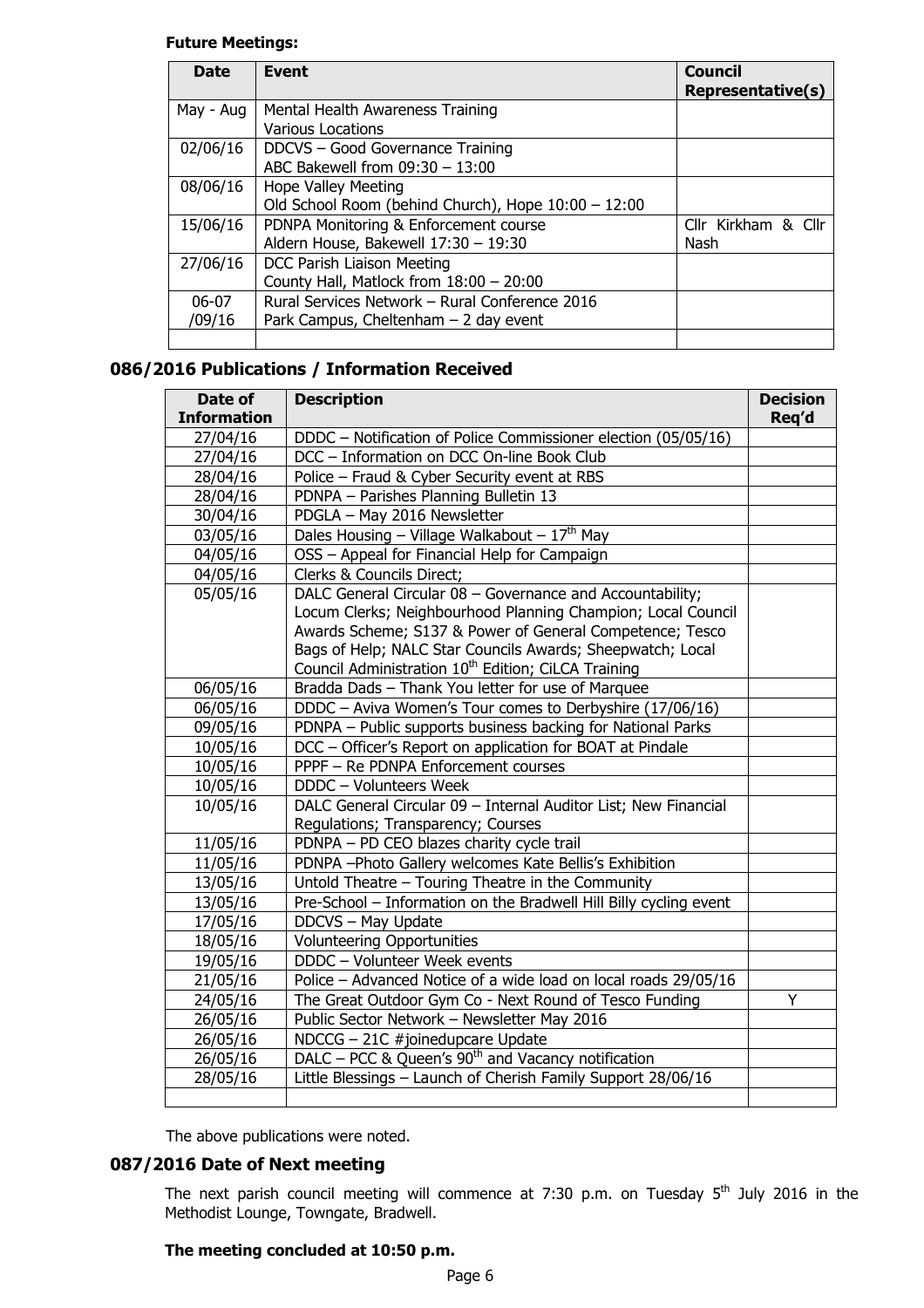**Future Meetings:**

| Date | Event | Council Representative(s) |
|---|---|---|
| May - Aug | Mental Health Awareness Training<br>Various Locations | |
| 02/06/16 | DDCVS – Good Governance Training<br>ABC Bakewell from 09:30 – 13:00 | |
| 08/06/16 | Hope Valley Meeting<br>Old School Room (behind Church), Hope 10:00 – 12:00 | |
| 15/06/16 | PDNPA Monitoring & Enforcement course<br>Aldern House, Bakewell 17:30 – 19:30 | Cllr Kirkham & Cllr Nash |
| 27/06/16 | DCC Parish Liaison Meeting<br>County Hall, Matlock from 18:00 – 20:00 | |
| 06-07 /09/16 | Rural Services Network – Rural Conference 2016<br>Park Campus, Cheltenham – 2 day event | |
| | | |

## 086/2016 Publications / Information Received

| Date of Information | Description | Decision Req'd |
|---|---|---|
| 27/04/16 | DDDC – Notification of Police Commissioner election (05/05/16) | |
| 27/04/16 | DCC – Information on DCC On-line Book Club | |
| 28/04/16 | Police – Fraud & Cyber Security event at RBS | |
| 28/04/16 | PDNPA – Parishes Planning Bulletin 13 | |
| 30/04/16 | PDGLA – May 2016 Newsletter | |
| 03/05/16 | Dales Housing – Village Walkabout – 17th May | |
| 04/05/16 | OSS – Appeal for Financial Help for Campaign | |
| 04/05/16 | Clerks & Councils Direct; | |
| 05/05/16 | DALC General Circular 08 – Governance and Accountability; Locum Clerks; Neighbourhood Planning Champion; Local Council Awards Scheme; S137 & Power of General Competence; Tesco Bags of Help; NALC Star Councils Awards; Sheepwatch; Local Council Administration 10th Edition; CiLCA Training | |
| 06/05/16 | Bradda Dads – Thank You letter for use of Marquee | |
| 06/05/16 | DDDC – Aviva Women's Tour comes to Derbyshire (17/06/16) | |
| 09/05/16 | PDNPA – Public supports business backing for National Parks | |
| 10/05/16 | DCC – Officer's Report on application for BOAT at Pindale | |
| 10/05/16 | PPPF – Re PDNPA Enforcement courses | |
| 10/05/16 | DDDC – Volunteers Week | |
| 10/05/16 | DALC General Circular 09 – Internal Auditor List; New Financial Regulations; Transparency; Courses | |
| 11/05/16 | PDNPA – PD CEO blazes charity cycle trail | |
| 11/05/16 | PDNPA –Photo Gallery welcomes Kate Bellis's Exhibition | |
| 13/05/16 | Untold Theatre – Touring Theatre in the Community | |
| 13/05/16 | Pre-School – Information on the Bradwell Hill Billy cycling event | |
| 17/05/16 | DDCVS – May Update | |
| 18/05/16 | Volunteering Opportunities | |
| 19/05/16 | DDDC – Volunteer Week events | |
| 21/05/16 | Police – Advanced Notice of a wide load on local roads 29/05/16 | |
| 24/05/16 | The Great Outdoor Gym Co - Next Round of Tesco Funding | Y |
| 26/05/16 | Public Sector Network – Newsletter May 2016 | |
| 26/05/16 | NDCCG – 21C #joinedupcare Update | |
| 26/05/16 | DALC – PCC & Queen's 90th and Vacancy notification | |
| 28/05/16 | Little Blessings – Launch of Cherish Family Support 28/06/16 | |
| | | |

The above publications were noted.

## 087/2016 Date of Next meeting

The next parish council meeting will commence at 7:30 p.m. on Tuesday 5th July 2016 in the Methodist Lounge, Towngate, Bradwell.

**The meeting concluded at 10:50 p.m.**